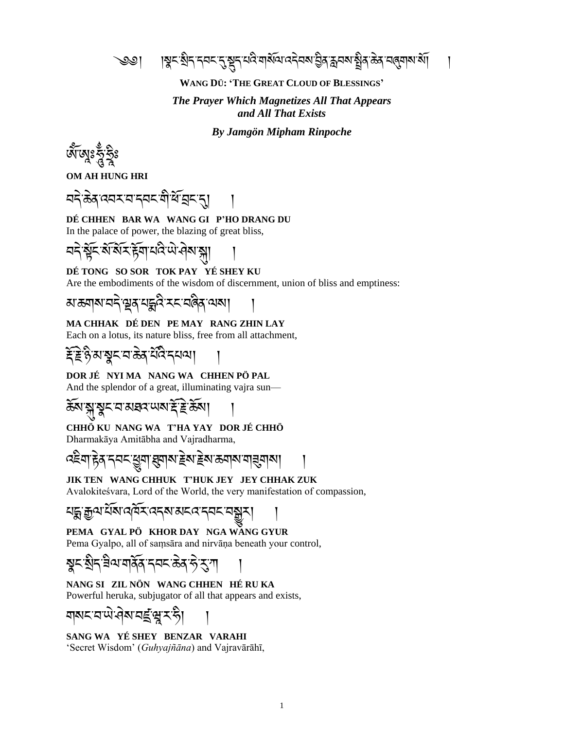༄༅། །སྣང་སྲིད་དབང་དུ་སྡུད་པའི་གསོལ་འདེབས་བྱིན་རླབས་སྤྲིན་ཆེན་བཞུགས་སོ། །

**WANG DÜ: 'THE GREAT CLOUD OF BLESSINGS'**

***The Prayer Which Magnetizes All That Appears and All That Exists***

***By Jamgön Mipham Rinpoche***

ཨོཾ་ཨཱཿཧཱུྃ་ཧྲཱིཿ

**OM AH HUNG HRI**

བདེ་ཆེན་འབར་བ་དབང་གི་ཕོ་བྲང་དུ། །

**DÉ CHHEN BAR WA WANG GI P'HO DRANG DU**

In the palace of power, the blazing of great bliss,

བདེ་སྟོང་སོ་སོར་རྟོག་པའི་ཡེ་ཤེས་སྐུ། །

**DÉ TONG SO SOR TOK PAY YÉ SHEY KU**

Are the embodiments of the wisdom of discernment, union of bliss and emptiness:

མ་ཆགས་བདེ་ལྡན་པདྨའི་རང་བཞིན་ལས། །

**MA CHHAK DÉ DEN PE MAY RANG ZHIN LAY**

Each on a lotus, its nature bliss, free from all attachment,

རྡོ་རྗེ་ཉི་མ་སྣང་བ་ཆེན་པོའི་དཔལ། །

**DOR JÉ NYI MA NANG WA CHHEN PÖ PAL**

And the splendor of a great, illuminating vajra sun—

ཆོས་སྐུ་སྣང་བ་མཐའ་ཡས་རྡོ་རྗེ་ཆོས། །

**CHHÖ KU NANG WA T'HA YAY DOR JÉ CHHÖ**

Dharmakāya Amitābha and Vajradharma,

འཇིག་རྟེན་དབང་ཕྱུག་ཐུགས་རྗེས་རྗེས་ཆགས་གཟུགས། །

**JIK TEN WANG CHHUK T'HUK JEY JEY CHHAK ZUK**

Avalokiteśvara, Lord of the World, the very manifestation of compassion,

པདྨ་རྒྱལ་པོས་འཁོར་འདས་མངའ་དབང་བསྒྱུར། །

**PEMA GYAL PÖ KHOR DAY NGA WANG GYUR**

Pema Gyalpo, all of saṃsāra and nirvāṇa beneath your control,

སྣང་སྲིད་ཟིལ་གནོན་དབང་ཆེན་ཧེ་རུ་ཀ །

**NANG SI ZIL NÖN WANG CHHEN HÉ RU KA**

Powerful heruka, subjugator of all that appears and exists,

གསང་བ་ཡེ་ཤེས་བཛྲ་ཝཱ་ར་ཧི། །

**SANG WA YÉ SHEY BENZAR VARAHI**

'Secret Wisdom' (*Guhyajñāna*) and Vajravārāhī,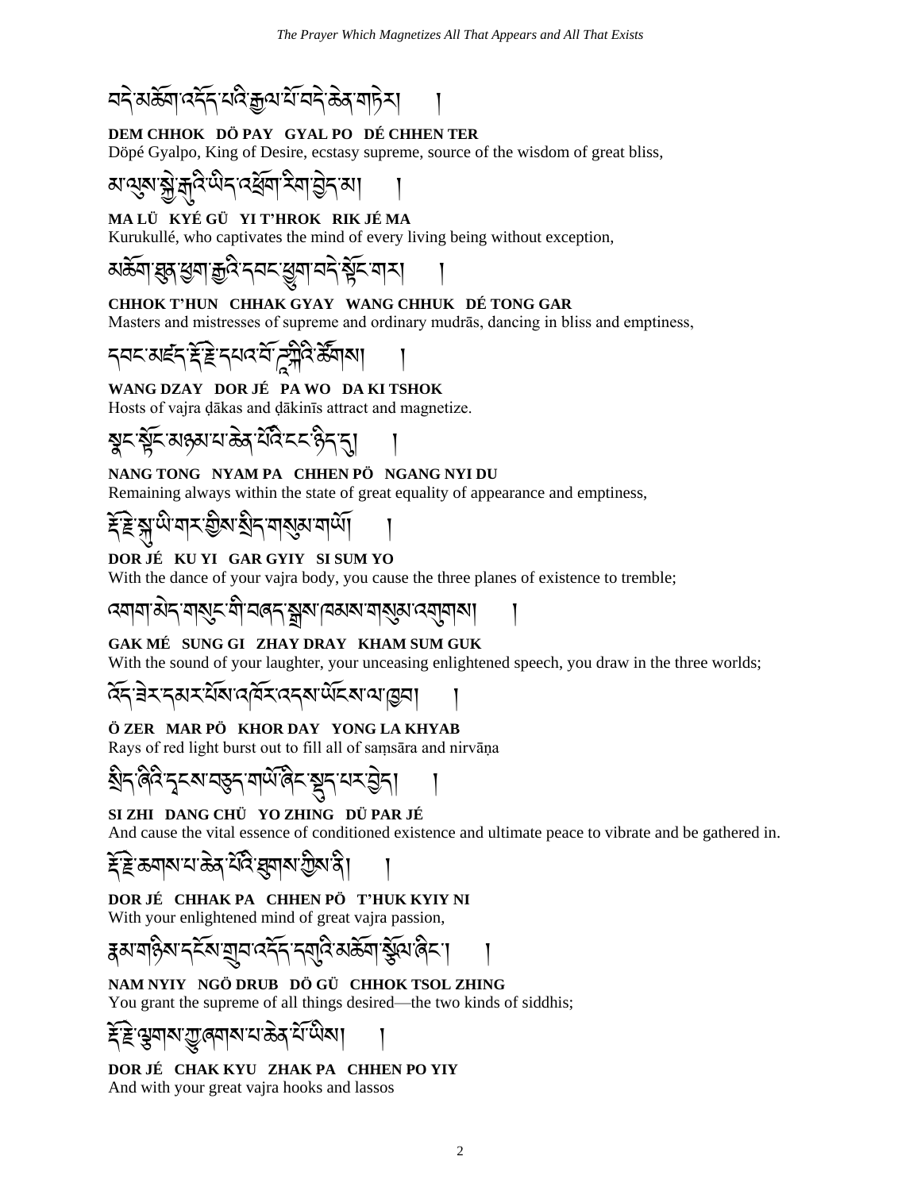བདེ་མཆོག་འདོད་པའི་རྒྱལ་པོ་བདེ་ཆེན་གཏེར། །

**DEM CHHOK DÖ PAY GYAL PO DÉ CHHEN TER**
Döpé Gyalpo, King of Desire, ecstasy supreme, source of the wisdom of great bliss,

མ་ལུས་སྐྱེ་རྒུའི་ཡིད་འཕྲོག་རིག་བྱེད་མ། །

**MA LÜ KYÉ GÜ YI T'HROK RIK JÉ MA**
Kurukullé, who captivates the mind of every living being without exception,

མཆོག་ཐུན་ཕྱག་རྒྱའི་དབང་ཕྱུག་བདེ་སྟོང་གར། །

**CHHOK T'HUN CHHAK GYAY WANG CHHUK DÉ TONG GAR**
Masters and mistresses of supreme and ordinary mudrās, dancing in bliss and emptiness,

དབང་མཛད་རྡོ་རྗེ་དཔའ་བོ་ཌཱཀིའི་ཚོགས། །

**WANG DZAY DOR JÉ PA WO DA KI TSHOK**
Hosts of vajra ḍākas and ḍākinīs attract and magnetize.

སྣང་སྟོང་མཉམ་པ་ཆེན་པོའི་ངང་ཉིད་དུ། །

**NANG TONG NYAM PA CHHEN PÖ NGANG NYI DU**
Remaining always within the state of great equality of appearance and emptiness,

རྡོ་རྗེ་སྐུ་ཡི་གར་གྱིས་སྲིད་གསུམ་གཡོ། །

**DOR JÉ KU YI GAR GYIY SI SUM YO**
With the dance of your vajra body, you cause the three planes of existence to tremble;

འགག་མེད་གསུང་གི་བཞད་སྒྲས་ཁམས་གསུམ་འགུགས། །

**GAK MÉ SUNG GI ZHAY DRAY KHAM SUM GUK**
With the sound of your laughter, your unceasing enlightened speech, you draw in the three worlds;

འོད་ཟེར་དམར་པོས་འཁོར་འདས་ཡོངས་ལ་ཁྱབ། །

**Ö ZER MAR PÖ KHOR DAY YONG LA KHYAB**
Rays of red light burst out to fill all of saṃsāra and nirvāṇa

སྲིད་ཞིའི་དྭངས་བཅུད་གཡོ་ཞིང་སྡུད་པར་བྱེད། །

**SI ZHI DANG CHÜ YO ZHING DÜ PAR JÉ**
And cause the vital essence of conditioned existence and ultimate peace to vibrate and be gathered in.

རྡོ་རྗེ་ཆགས་པ་ཆེན་པོའི་ཐུགས་ཀྱིས་ནི། །

**DOR JÉ CHHAK PA CHHEN PÖ T'HUK KYIY NI**
With your enlightened mind of great vajra passion,

རྣམ་གཉིས་དངོས་གྲུབ་འདོད་དགུའི་མཆོག་སྩོལ་ཞིང་། །

**NAM NYIY NGÖ DRUB DÖ GÜ CHHOK TSOL ZHING**
You grant the supreme of all things desired—the two kinds of siddhis;

རྡོ་རྗེ་ལྕགས་ཀྱུ་ཞགས་པ་ཆེན་པོ་ཡིས། །

**DOR JÉ CHAK KYU ZHAK PA CHHEN PO YIY**
And with your great vajra hooks and lassos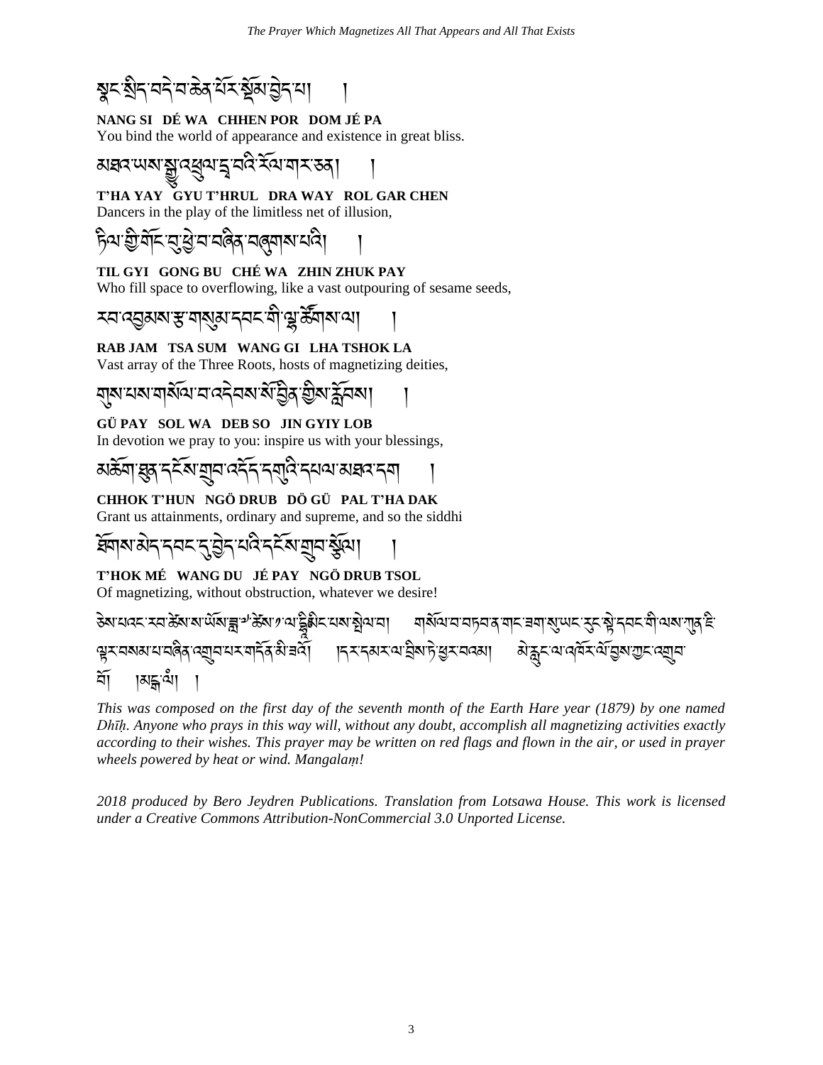སྣང་སྲིད་བདེ་བ་ཆེན་པོར་སྡོམ་བྱེད་པ། །

**NANG SI DÉ WA CHHEN POR DOM JÉ PA**
You bind the world of appearance and existence in great bliss.

མཐའ་ཡས་སྒྱུ་འཕྲུལ་དྲ་བའི་རོལ་གར་ཅན། །

**T'HA YAY GYU T'HRUL DRA WAY ROL GAR CHEN**
Dancers in the play of the limitless net of illusion,

ཏིལ་གྱི་གོང་བུ་ཕྱེ་བ་བཞིན་བཞུགས་པའི། །

**TIL GYI GONG BU CHÉ WA ZHIN ZHUK PAY**
Who fill space to overflowing, like a vast outpouring of sesame seeds,

རབ་འབྱམས་རྩ་གསུམ་དབང་གི་ལྷ་ཚོགས་ལ། །

**RAB JAM TSA SUM WANG GI LHA TSHOK LA**
Vast array of the Three Roots, hosts of magnetizing deities,

གུས་པས་གསོལ་བ་འདེབས་སོ་བྱིན་གྱིས་རློབས། །

**GÜ PAY SOL WA DEB SO JIN GYIY LOB**
In devotion we pray to you: inspire us with your blessings,

མཆོག་ཐུན་དངོས་གྲུབ་འདོད་དགུའི་དཔལ་མཐར་དག །

**CHHOK T'HUN NGÖ DRUB DÖ GÜ PAL T'HA DAK**
Grant us attainments, ordinary and supreme, and so the siddhi

ཐོགས་མེད་དབང་དུ་བྱེད་པའི་དངོས་གྲུབ་སྩོལ། །

**T'HOK MÉ WANG DU JÉ PAY NGÖ DRUB TSOL**
Of magnetizing, without obstruction, whatever we desire!

ཅེས་པའང་རབ་ཚེས་ས་ཡོས་ཟླ་༧་ཚེས་༡་ལ་དྷཱིཿནོང་པས་སྤེལ་བ། གསོལ་བ་བཏབ་ན་གང་ཟག་སུ་ཡང་རུང་སྟེ་དབང་གི་ལས་ཀུན་ཇི་ལྟར་བསམས་པ་བཞིན་འགྲུབ་པར་གདོན་མི་ཟའོ། །དར་དམར་ལ་བྲིས་ཏེ་ཕྱུར་བཙམ། མེ་རླུང་ལ་འཁོར་ལོ་བྱས་ཀྱང་འགྲུབ་བོ། །མངྒ་ལཾ། །

*This was composed on the first day of the seventh month of the Earth Hare year (1879) by one named Dhīḥ. Anyone who prays in this way will, without any doubt, accomplish all magnetizing activities exactly according to their wishes. This prayer may be written on red flags and flown in the air, or used in prayer wheels powered by heat or wind. Mangalaṃ!*

*2018 produced by Bero Jeydren Publications. Translation from Lotsawa House. This work is licensed under a Creative Commons Attribution-NonCommercial 3.0 Unported License.*